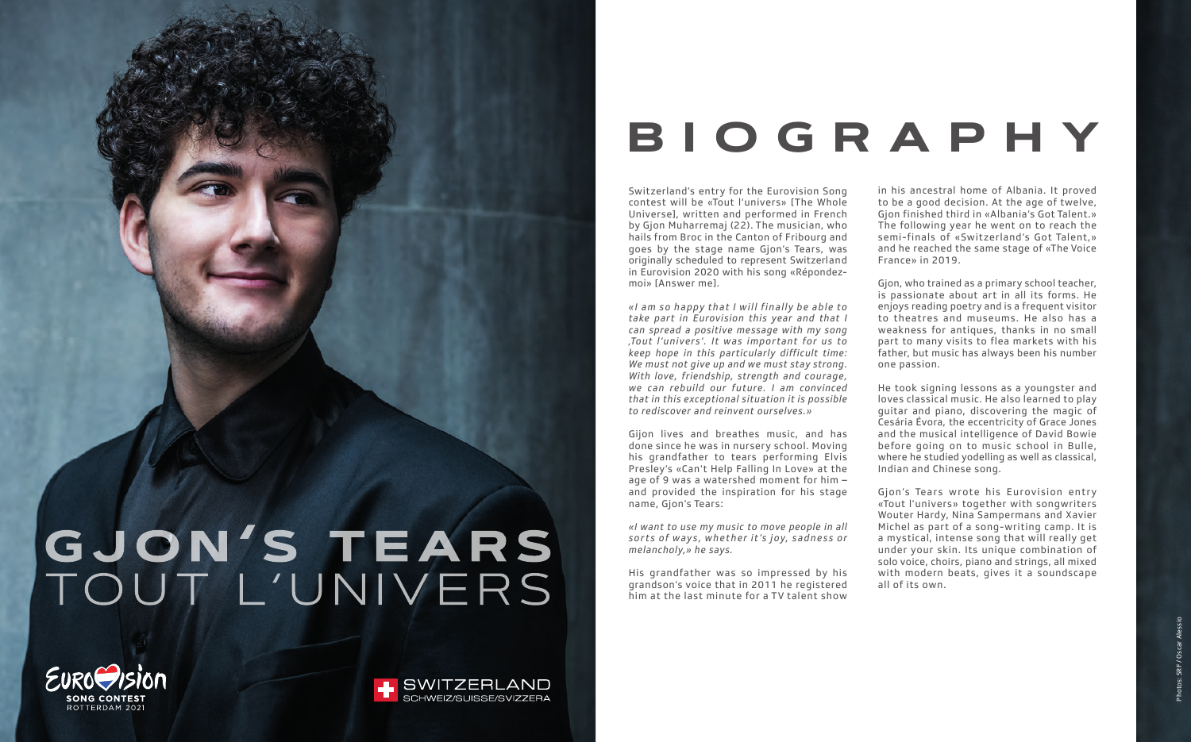# GJON'S TEARS
## TOUT L'UNIVERS

EUROVISION SONG CONTEST ROTTERDAM 2021

SWITZERLAND SCHWEIZ/SUISSE/SVIZZERA

# BIOGRAPHY

Switzerland's entry for the Eurovision Song contest will be «Tout l'univers» [The Whole Universe], written and performed in French by Gjon Muharremaj (22). The musician, who hails from Broc in the Canton of Fribourg and goes by the stage name Gjon's Tears, was originally scheduled to represent Switzerland in Eurovision 2020 with his song «Répondez-moi» [Answer me].

*«I am so happy that I will finally be able to take part in Eurovision this year and that I can spread a positive message with my song ‚Tout l'univers'. It was important for us to keep hope in this particularly difficult time: We must not give up and we must stay strong. With love, friendship, strength and courage, we can rebuild our future. I am convinced that in this exceptional situation it is possible to rediscover and reinvent ourselves.»*

Gijon lives and breathes music, and has done since he was in nursery school. Moving his grandfather to tears performing Elvis Presley's «Can't Help Falling In Love» at the age of 9 was a watershed moment for him – and provided the inspiration for his stage name, Gjon's Tears:

*«I want to use my music to move people in all sorts of ways, whether it's joy, sadness or melancholy,» he says.*

His grandfather was so impressed by his grandson's voice that in 2011 he registered him at the last minute for a TV talent show in his ancestral home of Albania. It proved to be a good decision. At the age of twelve, Gjon finished third in «Albania's Got Talent.» The following year he went on to reach the semi-finals of «Switzerland's Got Talent,» and he reached the same stage of «The Voice France» in 2019.

Gjon, who trained as a primary school teacher, is passionate about art in all its forms. He enjoys reading poetry and is a frequent visitor to theatres and museums. He also has a weakness for antiques, thanks in no small part to many visits to flea markets with his father, but music has always been his number one passion.

He took signing lessons as a youngster and loves classical music. He also learned to play guitar and piano, discovering the magic of Cesária Évora, the eccentricity of Grace Jones and the musical intelligence of David Bowie before going on to music school in Bulle, where he studied yodelling as well as classical, Indian and Chinese song.

Gjon's Tears wrote his Eurovision entry «Tout l'univers» together with songwriters Wouter Hardy, Nina Sampermans and Xavier Michel as part of a song-writing camp. It is a mystical, intense song that will really get under your skin. Its unique combination of solo voice, choirs, piano and strings, all mixed with modern beats, gives it a soundscape all of its own.

Photos: SRF / Oscar Alessio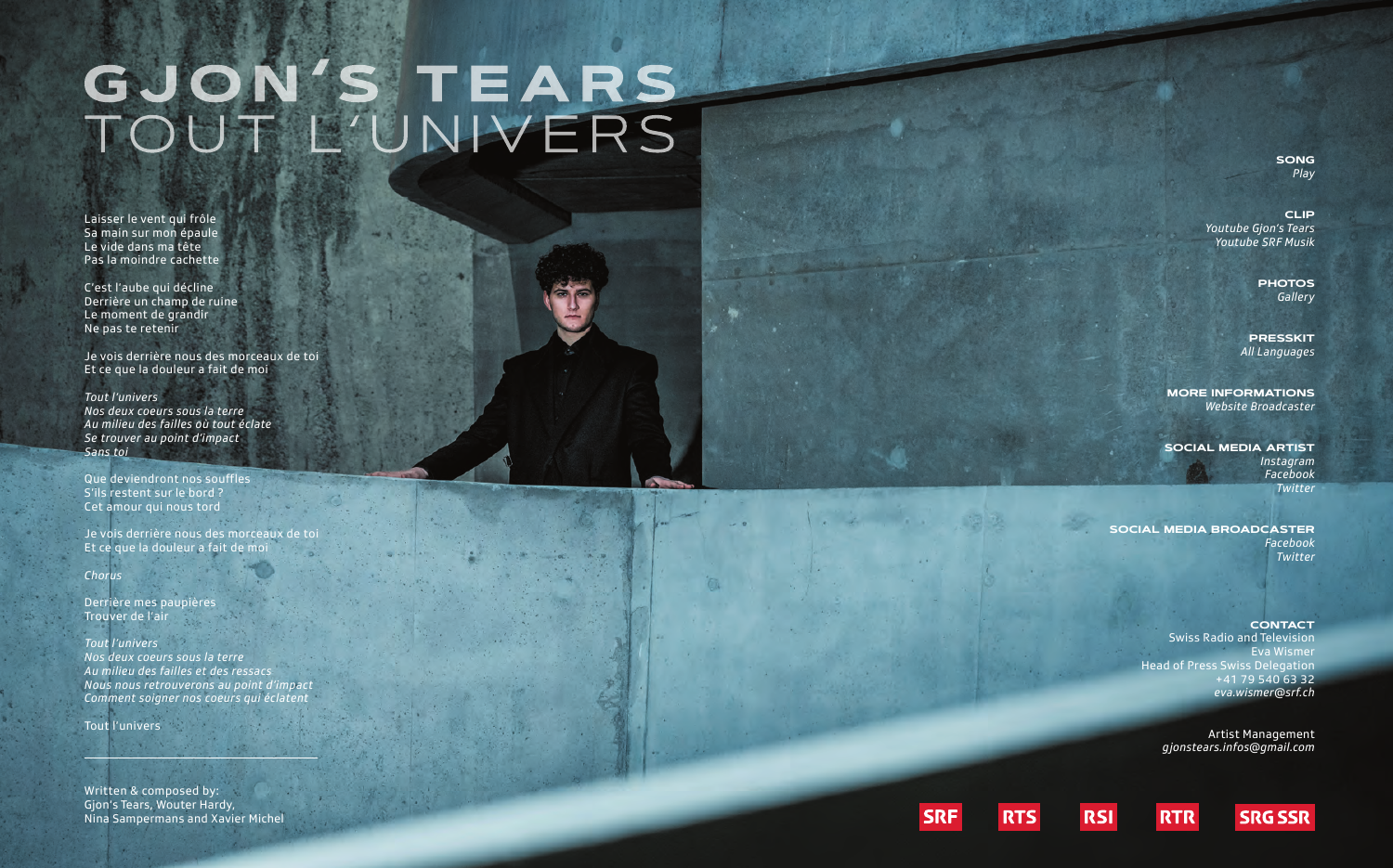# GJON'S TEARS
## TOUT L'UNIVERS

Laisser le vent qui frôle
Sa main sur mon épaule
Le vide dans ma tête
Pas la moindre cachette

C'est l'aube qui décline
Derrière un champ de ruine
Le moment de grandir
Ne pas te retenir

Je vois derrière nous des morceaux de toi
Et ce que la douleur a fait de moi

*Tout l'univers*
*Nos deux coeurs sous la terre*
*Au milieu des failles où tout éclate*
*Se trouver au point d'impact*
*Sans toi*

Que deviendront nos souffles
S'ils restent sur le bord ?
Cet amour qui nous tord

Je vois derrière nous des morceaux de toi
Et ce que la douleur a fait de moi

*Chorus*

Derrière mes paupières
Trouver de l'air

*Tout l'univers*
*Nos deux coeurs sous la terre*
*Au milieu des failles et des ressacs*
*Nous nous retrouverons au point d'impact*
*Comment soigner nos coeurs qui éclatent*

Tout l'univers

---

Written & composed by:
Gjon's Tears, Wouter Hardy,
Nina Sampermans and Xavier Michel

**SONG**
*Play*

**CLIP**
*Youtube Gjon's Tears*
*Youtube SRF Musik*

**PHOTOS**
*Gallery*

**PRESSKIT**
*All Languages*

**MORE INFORMATIONS**
*Website Broadcaster*

**SOCIAL MEDIA ARTIST**
*Instagram*
*Facebook*
*Twitter*

**SOCIAL MEDIA BROADCASTER**
*Facebook*
*Twitter*

**CONTACT**
Swiss Radio and Television
Eva Wismer
Head of Press Swiss Delegation
+41 79 540 63 32
*eva.wismer@srf.ch*

Artist Management
*gjonstears.infos@gmail.com*

SRF RTS RSI RTR SRG SSR